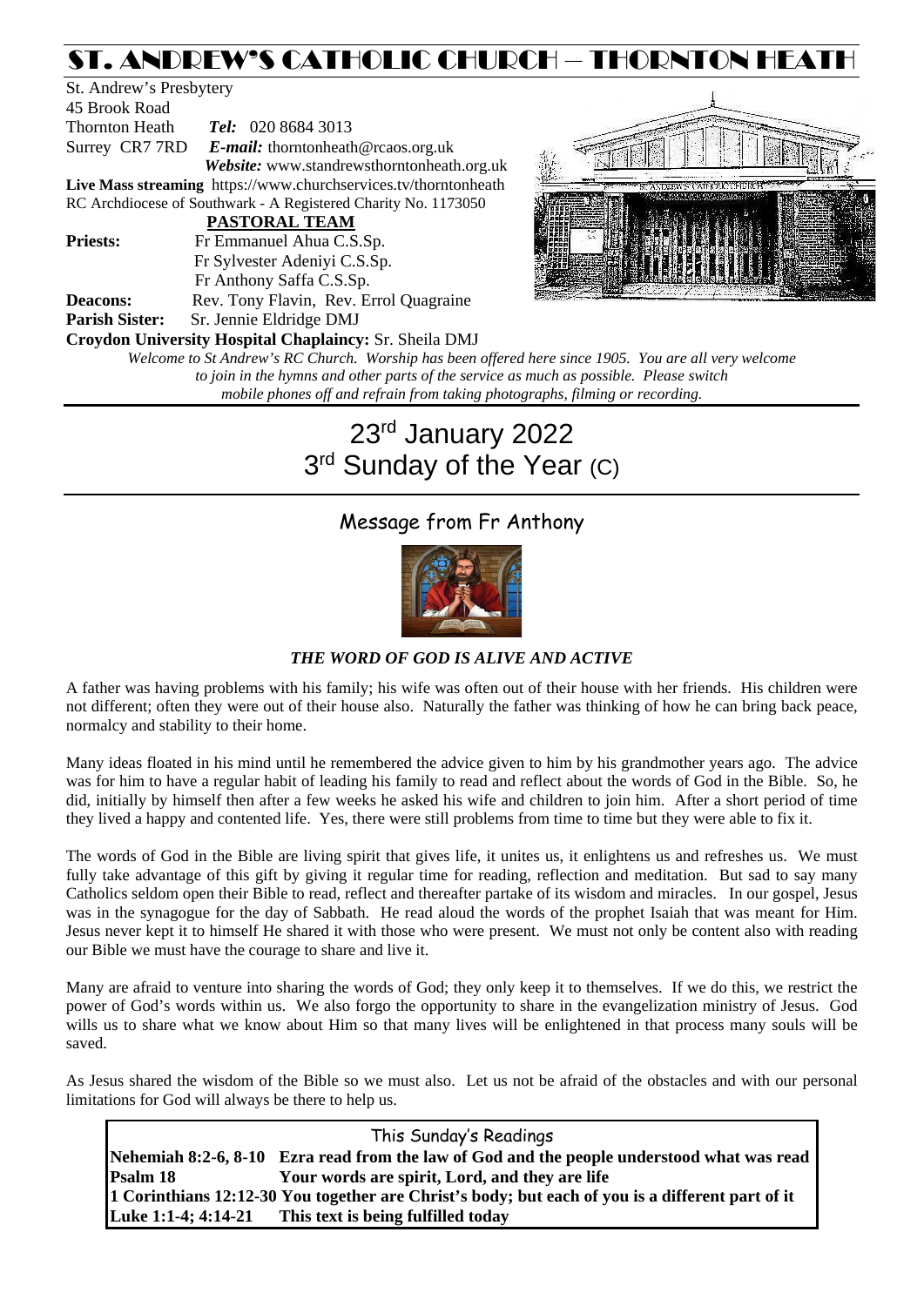# ST. ANDREW'S CATHOLIC CHURCH – THORNTON HEATH

St. Andrew's Presbytery
45 Brook Road
Thornton Heath *Tel:* 020 8684 3013
Surrey CR7 7RD *E-mail:* thorntonheath@rcaos.org.uk
*Website:* www.standrewsthorntonheath.org.uk
**Live Mass streaming** https://www.churchservices.tv/thorntonheath
RC Archdiocese of Southwark - A Registered Charity No. 1173050

**PASTORAL TEAM**

**Priests:** Fr Emmanuel Ahua C.S.Sp.
Fr Sylvester Adeniyi C.S.Sp.
Fr Anthony Saffa C.S.Sp.
**Deacons:** Rev. Tony Flavin, Rev. Errol Quagraine
**Parish Sister:** Sr. Jennie Eldridge DMJ
**Croydon University Hospital Chaplaincy:** Sr. Sheila DMJ

*Welcome to St Andrew's RC Church. Worship has been offered here since 1905. You are all very welcome to join in the hymns and other parts of the service as much as possible. Please switch mobile phones off and refrain from taking photographs, filming or recording.*

## 23rd January 2022
## 3rd Sunday of the Year (C)

### Message from Fr Anthony

***THE WORD OF GOD IS ALIVE AND ACTIVE***

A father was having problems with his family; his wife was often out of their house with her friends. His children were not different; often they were out of their house also. Naturally the father was thinking of how he can bring back peace, normalcy and stability to their home.

Many ideas floated in his mind until he remembered the advice given to him by his grandmother years ago. The advice was for him to have a regular habit of leading his family to read and reflect about the words of God in the Bible. So, he did, initially by himself then after a few weeks he asked his wife and children to join him. After a short period of time they lived a happy and contented life. Yes, there were still problems from time to time but they were able to fix it.

The words of God in the Bible are living spirit that gives life, it unites us, it enlightens us and refreshes us. We must fully take advantage of this gift by giving it regular time for reading, reflection and meditation. But sad to say many Catholics seldom open their Bible to read, reflect and thereafter partake of its wisdom and miracles. In our gospel, Jesus was in the synagogue for the day of Sabbath. He read aloud the words of the prophet Isaiah that was meant for Him. Jesus never kept it to himself He shared it with those who were present. We must not only be content also with reading our Bible we must have the courage to share and live it.

Many are afraid to venture into sharing the words of God; they only keep it to themselves. If we do this, we restrict the power of God's words within us. We also forgo the opportunity to share in the evangelization ministry of Jesus. God wills us to share what we know about Him so that many lives will be enlightened in that process many souls will be saved.

As Jesus shared the wisdom of the Bible so we must also. Let us not be afraid of the obstacles and with our personal limitations for God will always be there to help us.

| This Sunday's Readings | |
|---|---|
| **Nehemiah 8:2-6, 8-10** | **Ezra read from the law of God and the people understood what was read** |
| **Psalm 18** | **Your words are spirit, Lord, and they are life** |
| **1 Corinthians 12:12-30** | **You together are Christ's body; but each of you is a different part of it** |
| **Luke 1:1-4; 4:14-21** | **This text is being fulfilled today** |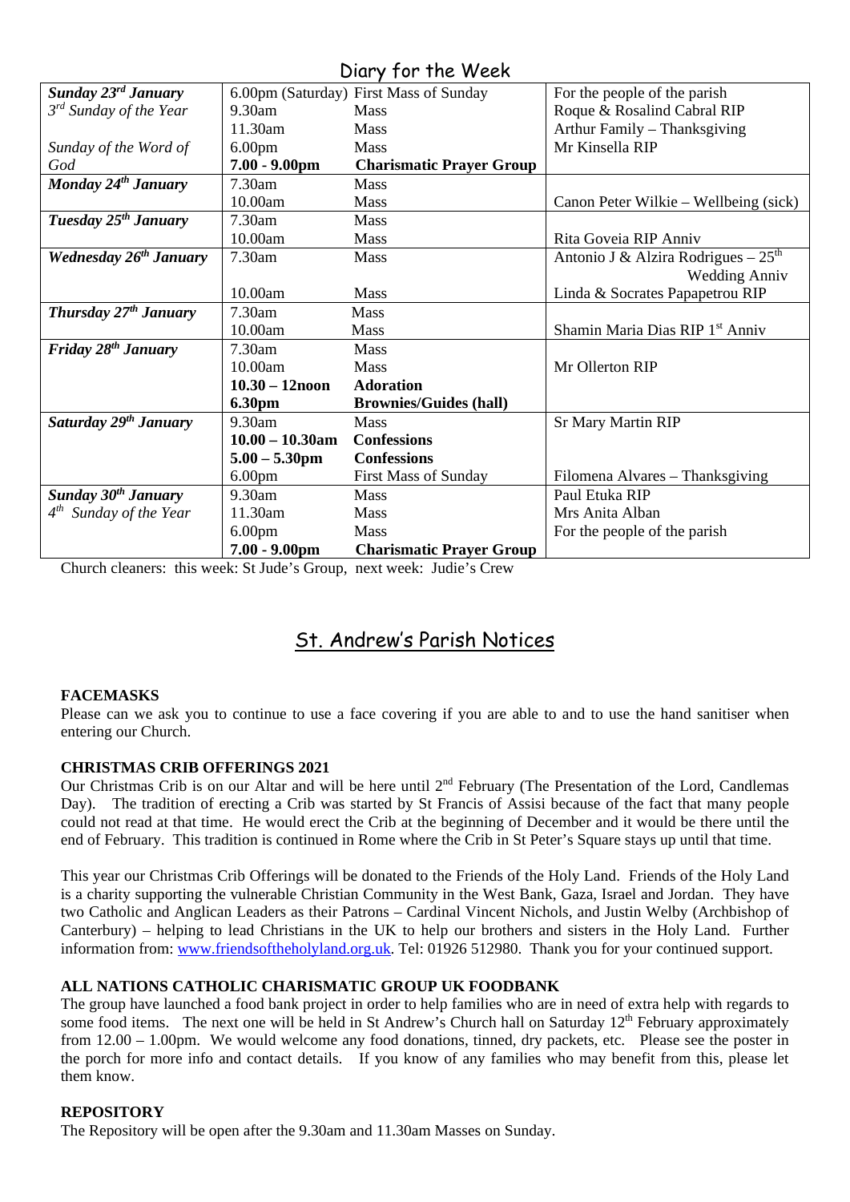## Diary for the Week

| | | | |
|---|---|---|---|
| ***Sunday 23rd January*** | 6.00pm (Saturday) | First Mass of Sunday | For the people of the parish |
| *3rd Sunday of the Year* | 9.30am | Mass | Roque & Rosalind Cabral RIP |
| | 11.30am | Mass | Arthur Family – Thanksgiving |
| *Sunday of the Word of God* | 6.00pm | Mass | Mr Kinsella RIP |
| | **7.00 - 9.00pm** | **Charismatic Prayer Group** | |
| ***Monday 24th January*** | 7.30am | Mass | |
| | 10.00am | Mass | Canon Peter Wilkie – Wellbeing (sick) |
| ***Tuesday 25th January*** | 7.30am | Mass | |
| | 10.00am | Mass | Rita Goveia RIP Anniv |
| ***Wednesday 26th January*** | 7.30am | Mass | Antonio J & Alzira Rodrigues – 25th Wedding Anniv |
| | 10.00am | Mass | Linda & Socrates Papapetrou RIP |
| ***Thursday 27th January*** | 7.30am | Mass | |
| | 10.00am | Mass | Shamin Maria Dias RIP 1st Anniv |
| ***Friday 28th January*** | 7.30am | Mass | |
| | 10.00am | Mass | Mr Ollerton RIP |
| | **10.30 – 12noon** | **Adoration** | |
| | **6.30pm** | **Brownies/Guides (hall)** | |
| ***Saturday 29th January*** | 9.30am | Mass | Sr Mary Martin RIP |
| | **10.00 – 10.30am** | **Confessions** | |
| | **5.00 – 5.30pm** | **Confessions** | |
| | 6.00pm | First Mass of Sunday | Filomena Alvares – Thanksgiving |
| ***Sunday 30th January*** | 9.30am | Mass | Paul Etuka RIP |
| *4th Sunday of the Year* | 11.30am | Mass | Mrs Anita Alban |
| | 6.00pm | Mass | For the people of the parish |
| | **7.00 - 9.00pm** | **Charismatic Prayer Group** | |

Church cleaners: this week: St Jude's Group, next week: Judie's Crew

## St. Andrew's Parish Notices

**FACEMASKS**

Please can we ask you to continue to use a face covering if you are able to and to use the hand sanitiser when entering our Church.

**CHRISTMAS CRIB OFFERINGS 2021**

Our Christmas Crib is on our Altar and will be here until 2nd February (The Presentation of the Lord, Candlemas Day). The tradition of erecting a Crib was started by St Francis of Assisi because of the fact that many people could not read at that time. He would erect the Crib at the beginning of December and it would be there until the end of February. This tradition is continued in Rome where the Crib in St Peter's Square stays up until that time.

This year our Christmas Crib Offerings will be donated to the Friends of the Holy Land. Friends of the Holy Land is a charity supporting the vulnerable Christian Community in the West Bank, Gaza, Israel and Jordan. They have two Catholic and Anglican Leaders as their Patrons – Cardinal Vincent Nichols, and Justin Welby (Archbishop of Canterbury) – helping to lead Christians in the UK to help our brothers and sisters in the Holy Land. Further information from: www.friendsoftheholyland.org.uk. Tel: 01926 512980. Thank you for your continued support.

**ALL NATIONS CATHOLIC CHARISMATIC GROUP UK FOODBANK**

The group have launched a food bank project in order to help families who are in need of extra help with regards to some food items. The next one will be held in St Andrew's Church hall on Saturday 12th February approximately from 12.00 – 1.00pm. We would welcome any food donations, tinned, dry packets, etc. Please see the poster in the porch for more info and contact details. If you know of any families who may benefit from this, please let them know.

**REPOSITORY**

The Repository will be open after the 9.30am and 11.30am Masses on Sunday.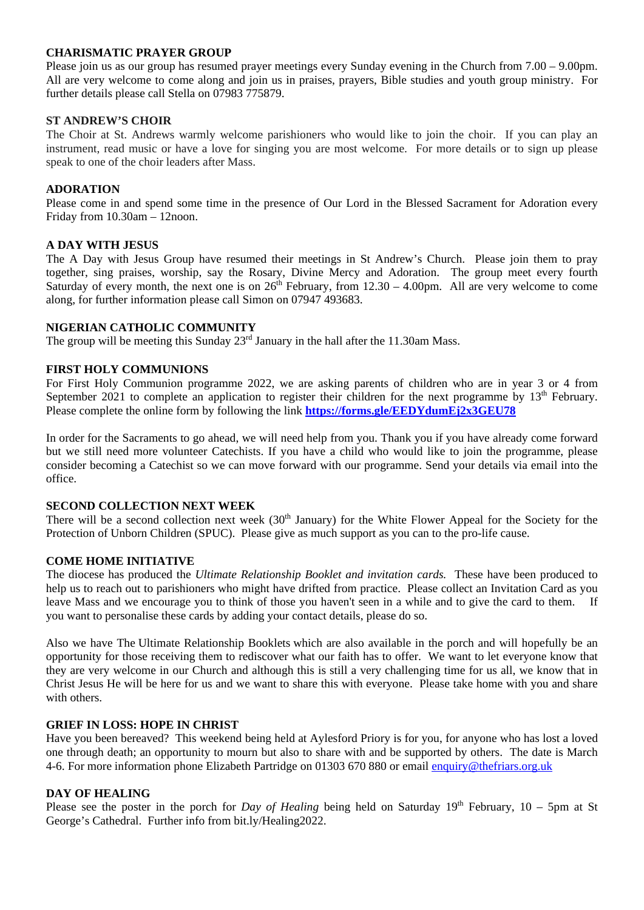**CHARISMATIC PRAYER GROUP**

Please join us as our group has resumed prayer meetings every Sunday evening in the Church from 7.00 – 9.00pm. All are very welcome to come along and join us in praises, prayers, Bible studies and youth group ministry. For further details please call Stella on 07983 775879.

**ST ANDREW'S CHOIR**

The Choir at St. Andrews warmly welcome parishioners who would like to join the choir. If you can play an instrument, read music or have a love for singing you are most welcome. For more details or to sign up please speak to one of the choir leaders after Mass.

**ADORATION**

Please come in and spend some time in the presence of Our Lord in the Blessed Sacrament for Adoration every Friday from 10.30am – 12noon.

**A DAY WITH JESUS**

The A Day with Jesus Group have resumed their meetings in St Andrew's Church. Please join them to pray together, sing praises, worship, say the Rosary, Divine Mercy and Adoration. The group meet every fourth Saturday of every month, the next one is on 26th February, from 12.30 – 4.00pm. All are very welcome to come along, for further information please call Simon on 07947 493683.

**NIGERIAN CATHOLIC COMMUNITY**

The group will be meeting this Sunday 23rd January in the hall after the 11.30am Mass.

**FIRST HOLY COMMUNIONS**

For First Holy Communion programme 2022, we are asking parents of children who are in year 3 or 4 from September 2021 to complete an application to register their children for the next programme by 13th February. Please complete the online form by following the link **https://forms.gle/EEDYdumEj2x3GEU78**

In order for the Sacraments to go ahead, we will need help from you. Thank you if you have already come forward but we still need more volunteer Catechists. If you have a child who would like to join the programme, please consider becoming a Catechist so we can move forward with our programme. Send your details via email into the office.

**SECOND COLLECTION NEXT WEEK**

There will be a second collection next week (30th January) for the White Flower Appeal for the Society for the Protection of Unborn Children (SPUC). Please give as much support as you can to the pro-life cause.

**COME HOME INITIATIVE**

The diocese has produced the *Ultimate Relationship Booklet and invitation cards.* These have been produced to help us to reach out to parishioners who might have drifted from practice. Please collect an Invitation Card as you leave Mass and we encourage you to think of those you haven't seen in a while and to give the card to them. If you want to personalise these cards by adding your contact details, please do so.

Also we have The Ultimate Relationship Booklets which are also available in the porch and will hopefully be an opportunity for those receiving them to rediscover what our faith has to offer. We want to let everyone know that they are very welcome in our Church and although this is still a very challenging time for us all, we know that in Christ Jesus He will be here for us and we want to share this with everyone. Please take home with you and share with others.

**GRIEF IN LOSS: HOPE IN CHRIST**

Have you been bereaved? This weekend being held at Aylesford Priory is for you, for anyone who has lost a loved one through death; an opportunity to mourn but also to share with and be supported by others. The date is March 4-6. For more information phone Elizabeth Partridge on 01303 670 880 or email enquiry@thefriars.org.uk

**DAY OF HEALING**

Please see the poster in the porch for *Day of Healing* being held on Saturday 19th February, 10 – 5pm at St George's Cathedral. Further info from bit.ly/Healing2022.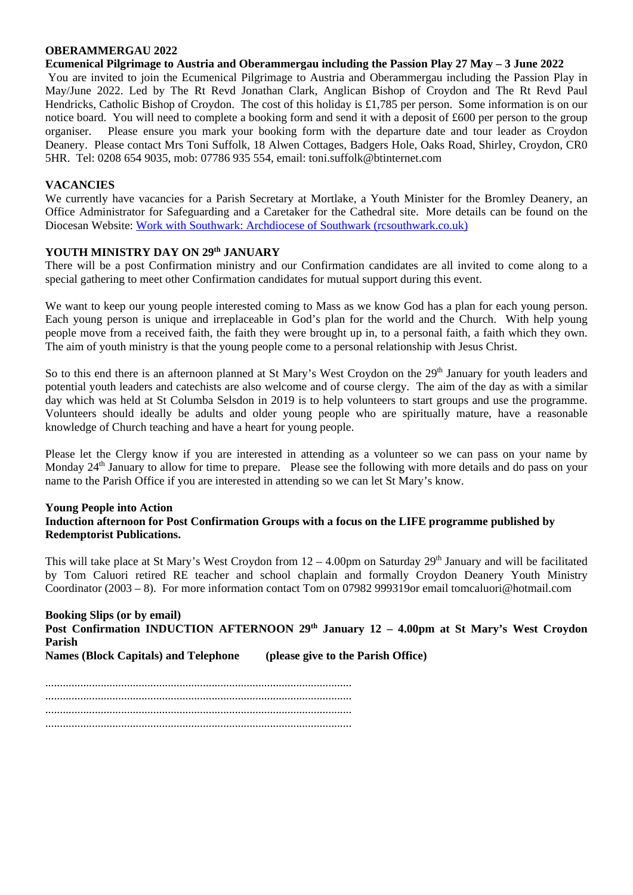**OBERAMMERGAU 2022**

**Ecumenical Pilgrimage to Austria and Oberammergau including the Passion Play 27 May – 3 June 2022**

You are invited to join the Ecumenical Pilgrimage to Austria and Oberammergau including the Passion Play in May/June 2022. Led by The Rt Revd Jonathan Clark, Anglican Bishop of Croydon and The Rt Revd Paul Hendricks, Catholic Bishop of Croydon. The cost of this holiday is £1,785 per person. Some information is on our notice board. You will need to complete a booking form and send it with a deposit of £600 per person to the group organiser. Please ensure you mark your booking form with the departure date and tour leader as Croydon Deanery. Please contact Mrs Toni Suffolk, 18 Alwen Cottages, Badgers Hole, Oaks Road, Shirley, Croydon, CR0 5HR. Tel: 0208 654 9035, mob: 07786 935 554, email: toni.suffolk@btinternet.com

**VACANCIES**

We currently have vacancies for a Parish Secretary at Mortlake, a Youth Minister for the Bromley Deanery, an Office Administrator for Safeguarding and a Caretaker for the Cathedral site. More details can be found on the Diocesan Website: Work with Southwark: Archdiocese of Southwark (rcsouthwark.co.uk)

**YOUTH MINISTRY DAY ON 29th JANUARY**

There will be a post Confirmation ministry and our Confirmation candidates are all invited to come along to a special gathering to meet other Confirmation candidates for mutual support during this event.

We want to keep our young people interested coming to Mass as we know God has a plan for each young person. Each young person is unique and irreplaceable in God's plan for the world and the Church. With help young people move from a received faith, the faith they were brought up in, to a personal faith, a faith which they own. The aim of youth ministry is that the young people come to a personal relationship with Jesus Christ.

So to this end there is an afternoon planned at St Mary's West Croydon on the 29th January for youth leaders and potential youth leaders and catechists are also welcome and of course clergy. The aim of the day as with a similar day which was held at St Columba Selsdon in 2019 is to help volunteers to start groups and use the programme. Volunteers should ideally be adults and older young people who are spiritually mature, have a reasonable knowledge of Church teaching and have a heart for young people.

Please let the Clergy know if you are interested in attending as a volunteer so we can pass on your name by Monday 24th January to allow for time to prepare. Please see the following with more details and do pass on your name to the Parish Office if you are interested in attending so we can let St Mary's know.

**Young People into Action**

**Induction afternoon for Post Confirmation Groups with a focus on the LIFE programme published by Redemptorist Publications.**

This will take place at St Mary's West Croydon from 12 – 4.00pm on Saturday 29th January and will be facilitated by Tom Caluori retired RE teacher and school chaplain and formally Croydon Deanery Youth Ministry Coordinator (2003 – 8). For more information contact Tom on 07982 999319or email tomcaluori@hotmail.com

**Booking Slips (or by email)**

**Post Confirmation INDUCTION AFTERNOON 29th January 12 – 4.00pm at St Mary's West Croydon Parish**

**Names (Block Capitals) and Telephone (please give to the Parish Office)**

.........................................................................................................
.........................................................................................................
.........................................................................................................
.........................................................................................................